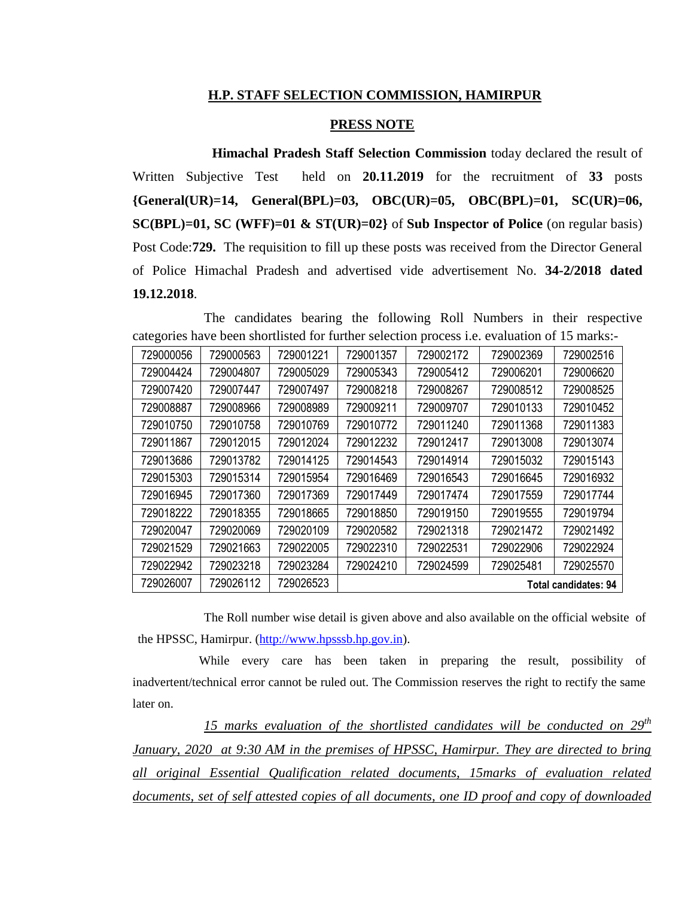# H.P. STAFF SELECTION COMMISSION, HAMIRPUR

## PRESS NOTE

**Himachal Pradesh Staff Selection Commission** today declared the result of Written Subjective Test held on **20.11.2019** for the recruitment of **33** posts **{General(UR)=14, General(BPL)=03, OBC(UR)=05, OBC(BPL)=01, SC(UR)=06, SC(BPL)=01, SC (WFF)=01 & ST(UR)=02}** of **Sub Inspector of Police** (on regular basis) Post Code:**729.** The requisition to fill up these posts was received from the Director General of Police Himachal Pradesh and advertised vide advertisement No. **34-2/2018 dated 19.12.2018**.

The candidates bearing the following Roll Numbers in their respective categories have been shortlisted for further selection process i.e. evaluation of 15 marks:-

| | | | | | | |
|---|---|---|---|---|---|---|
| 729000056 | 729000563 | 729001221 | 729001357 | 729002172 | 729002369 | 729002516 |
| 729004424 | 729004807 | 729005029 | 729005343 | 729005412 | 729006201 | 729006620 |
| 729007420 | 729007447 | 729007497 | 729008218 | 729008267 | 729008512 | 729008525 |
| 729008887 | 729008966 | 729008989 | 729009211 | 729009707 | 729010133 | 729010452 |
| 729010750 | 729010758 | 729010769 | 729010772 | 729011240 | 729011368 | 729011383 |
| 729011867 | 729012015 | 729012024 | 729012232 | 729012417 | 729013008 | 729013074 |
| 729013686 | 729013782 | 729014125 | 729014543 | 729014914 | 729015032 | 729015143 |
| 729015303 | 729015314 | 729015954 | 729016469 | 729016543 | 729016645 | 729016932 |
| 729016945 | 729017360 | 729017369 | 729017449 | 729017474 | 729017559 | 729017744 |
| 729018222 | 729018355 | 729018665 | 729018850 | 729019150 | 729019555 | 729019794 |
| 729020047 | 729020069 | 729020109 | 729020582 | 729021318 | 729021472 | 729021492 |
| 729021529 | 729021663 | 729022005 | 729022310 | 729022531 | 729022906 | 729022924 |
| 729022942 | 729023218 | 729023284 | 729024210 | 729024599 | 729025481 | 729025570 |
| 729026007 | 729026112 | 729026523 | **Total candidates: 94** | | | |

The Roll number wise detail is given above and also available on the official website of the HPSSC, Hamirpur. (http://www.hpsssb.hp.gov.in).

While every care has been taken in preparing the result, possibility of inadvertent/technical error cannot be ruled out. The Commission reserves the right to rectify the same later on.

*15 marks evaluation of the shortlisted candidates will be conducted on 29th January, 2020 at 9:30 AM in the premises of HPSSC, Hamirpur. They are directed to bring all original Essential Qualification related documents, 15marks of evaluation related documents, set of self attested copies of all documents, one ID proof and copy of downloaded*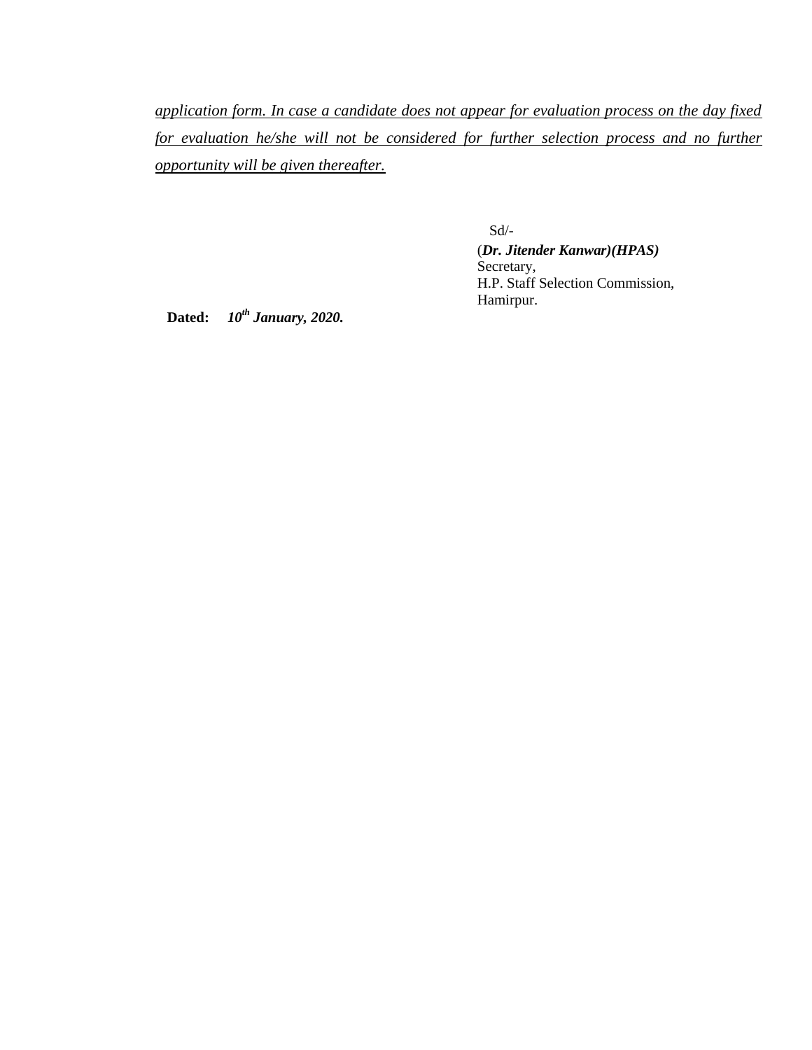*application form. In case a candidate does not appear for evaluation process on the day fixed for evaluation he/she will not be considered for further selection process and no further opportunity will be given thereafter.*

Sd/-
(***Dr. Jitender Kanwar)(HPAS)***
Secretary,
H.P. Staff Selection Commission,
Hamirpur.

**Dated:** ***10th January, 2020.***